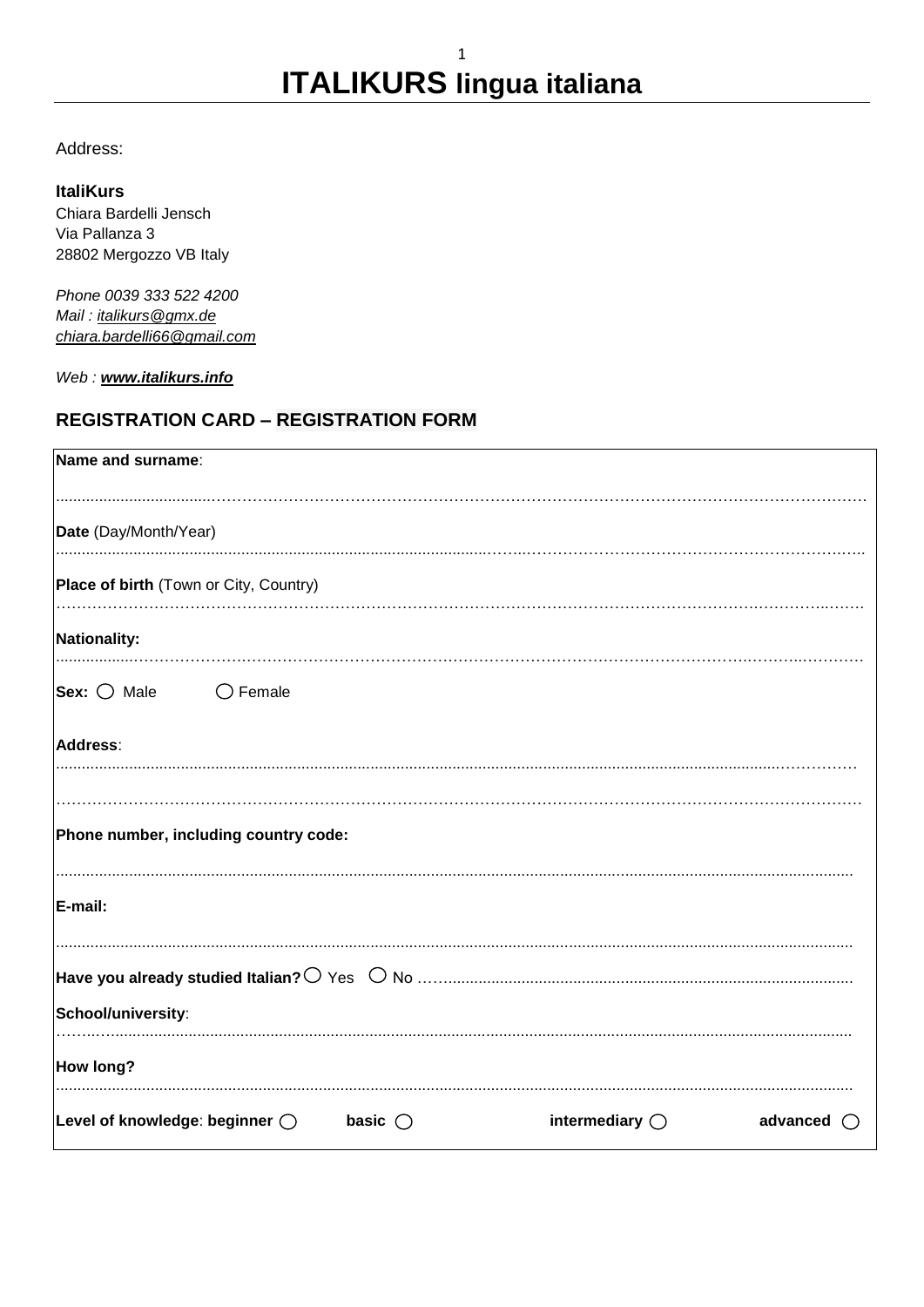# ITALIKURS lingua italiana

Address:

**ItaliKurs**
Chiara Bardelli Jensch
Via Pallanza 3
28802 Mergozzo VB Italy

*Phone 0039 333 522 4200*
*Mail : italikurs@gmx.de*
*chiara.bardelli66@gmail.com*

*Web :* ***www.italikurs.info***

## REGISTRATION CARD – REGISTRATION FORM

**Name and surname**:

..............................................................................................................................................

**Date** (Day/Month/Year)

..............................................................................................................................................

**Place of birth** (Town or City, Country)

..............................................................................................................................................

**Nationality:**

..............................................................................................................................................

**Sex:** ○ Male ○ Female

**Address**:

..............................................................................................................................................

..............................................................................................................................................

**Phone number, including country code:**

..............................................................................................................................................

**E-mail:**

..............................................................................................................................................

**Have you already studied Italian?** ○ Yes ○ No ..............................................................................................

**School/university**:

..............................................................................................................................................

**How long?**

..............................................................................................................................................

**Level of knowledge**: **beginner** ○ **basic** ○ **intermediary** ○ **advanced** ○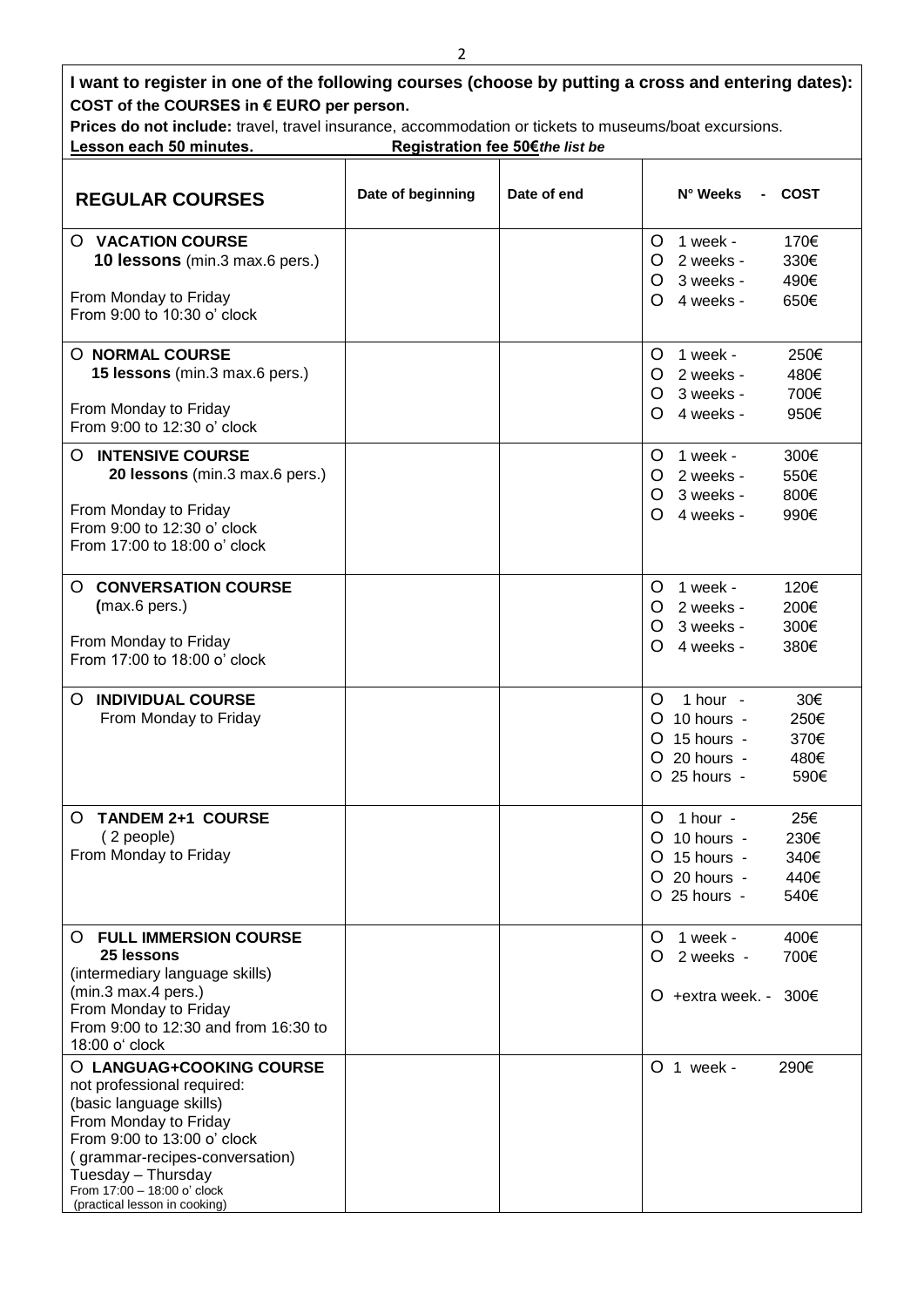**I want to register in one of the following courses (choose by putting a cross and entering dates):**
**COST of the COURSES in € EURO per person.**
**Prices do not include:** travel, travel insurance, accommodation or tickets to museums/boat excursions.
**Lesson each 50 minutes.** **Registration fee 50€*the list be***

| **REGULAR COURSES** | **Date of beginning** | **Date of end** | **N° Weeks - COST** |
|---|---|---|---|
| O **VACATION COURSE**<br>**10 lessons** (min.3 max.6 pers.)<br><br>From Monday to Friday<br>From 9:00 to 10:30 o' clock | | | O 1 week - 170€<br>O 2 weeks - 330€<br>O 3 weeks - 490€<br>O 4 weeks - 650€ |
| O **NORMAL COURSE**<br>**15 lessons** (min.3 max.6 pers.)<br><br>From Monday to Friday<br>From 9:00 to 12:30 o' clock | | | O 1 week - 250€<br>O 2 weeks - 480€<br>O 3 weeks - 700€<br>O 4 weeks - 950€ |
| O **INTENSIVE COURSE**<br>**20 lessons** (min.3 max.6 pers.)<br><br>From Monday to Friday<br>From 9:00 to 12:30 o' clock<br>From 17:00 to 18:00 o' clock | | | O 1 week - 300€<br>O 2 weeks - 550€<br>O 3 weeks - 800€<br>O 4 weeks - 990€ |
| O **CONVERSATION COURSE**<br>**(**max.6 pers.)<br><br>From Monday to Friday<br>From 17:00 to 18:00 o' clock | | | O 1 week - 120€<br>O 2 weeks - 200€<br>O 3 weeks - 300€<br>O 4 weeks - 380€ |
| O **INDIVIDUAL COURSE**<br>From Monday to Friday | | | O 1 hour - 30€<br>O 10 hours - 250€<br>O 15 hours - 370€<br>O 20 hours - 480€<br>O 25 hours - 590€ |
| O **TANDEM 2+1 COURSE**<br>( 2 people)<br>From Monday to Friday | | | O 1 hour - 25€<br>O 10 hours - 230€<br>O 15 hours - 340€<br>O 20 hours - 440€<br>O 25 hours - 540€ |
| O **FULL IMMERSION COURSE**<br>**25 lessons**<br>(intermediary language skills)<br>(min.3 max.4 pers.)<br>From Monday to Friday<br>From 9:00 to 12:30 and from 16:30 to 18:00 o' clock | | | O 1 week - 400€<br>O 2 weeks - 700€<br><br>O +extra week. - 300€ |
| O **LANGUAG+COOKING COURSE**<br>not professional required:<br>(basic language skills)<br>From Monday to Friday<br>From 9:00 to 13:00 o' clock<br>( grammar-recipes-conversation)<br>Tuesday – Thursday<br>From 17:00 – 18:00 o' clock<br>(practical lesson in cooking) | | | O 1 week - 290€ |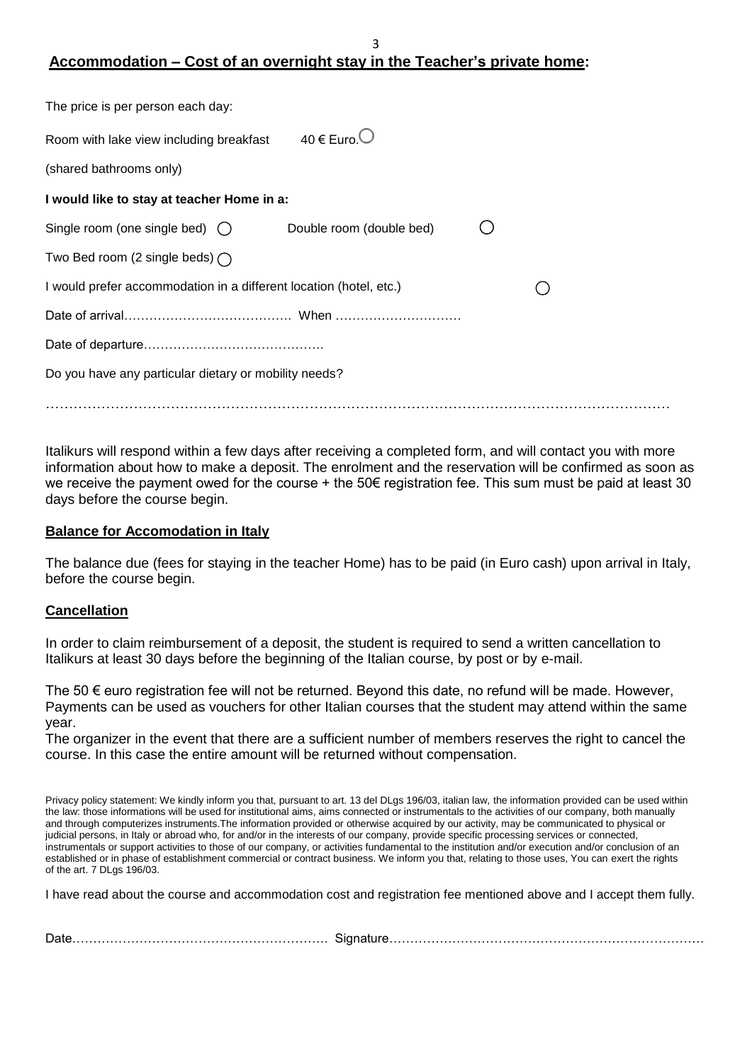## Accommodation – Cost of an overnight stay in the Teacher's private home:

The price is per person each day:

Room with lake view including breakfast 40 € Euro. ○

(shared bathrooms only)

**I would like to stay at teacher Home in a:**

Single room (one single bed) ○ Double room (double bed) ○

Two Bed room (2 single beds) ○

I would prefer accommodation in a different location (hotel, etc.) ○

Date of arrival………………………………… When …………………………

Date of departure…………………………………….

Do you have any particular dietary or mobility needs?

……………………………………………………………………………………………………………………

Italikurs will respond within a few days after receiving a completed form, and will contact you with more information about how to make a deposit. The enrolment and the reservation will be confirmed as soon as we receive the payment owed for the course + the 50€ registration fee. This sum must be paid at least 30 days before the course begin.

### Balance for Accomodation in Italy

The balance due (fees for staying in the teacher Home) has to be paid (in Euro cash) upon arrival in Italy, before the course begin.

### Cancellation

In order to claim reimbursement of a deposit, the student is required to send a written cancellation to Italikurs at least 30 days before the beginning of the Italian course, by post or by e-mail.

The 50 € euro registration fee will not be returned. Beyond this date, no refund will be made. However, Payments can be used as vouchers for other Italian courses that the student may attend within the same year.

The organizer in the event that there are a sufficient number of members reserves the right to cancel the course. In this case the entire amount will be returned without compensation.

Privacy policy statement: We kindly inform you that, pursuant to art. 13 del DLgs 196/03, italian law, the information provided can be used within the law: those informations will be used for institutional aims, aims connected or instrumentals to the activities of our company, both manually and through computerizes instruments.The information provided or otherwise acquired by our activity, may be communicated to physical or judicial persons, in Italy or abroad who, for and/or in the interests of our company, provide specific processing services or connected, instrumentals or support activities to those of our company, or activities fundamental to the institution and/or execution and/or conclusion of an established or in phase of establishment commercial or contract business. We inform you that, relating to those uses, You can exert the rights of the art. 7 DLgs 196/03.

I have read about the course and accommodation cost and registration fee mentioned above and I accept them fully.

Date…………………………………………………… Signature…………………………………………………………………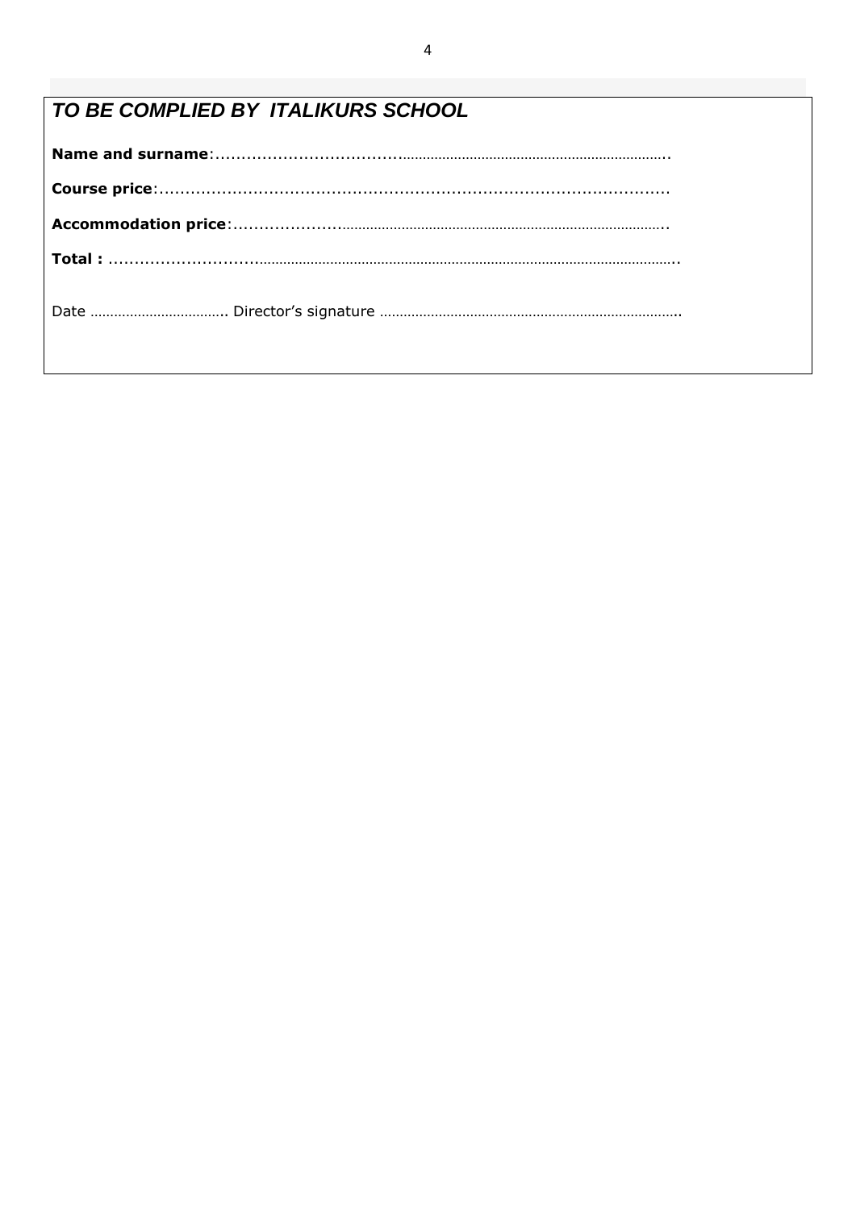## *TO BE COMPLIED BY ITALIKURS SCHOOL*

**Name and surname**:.......................................................................................................

**Course price**:....................................................................................................

**Accommodation price**:.......................................................................................

**Total :** ..............................................................................................................

Date ……………………………. Director's signature ………………………………………………………………….